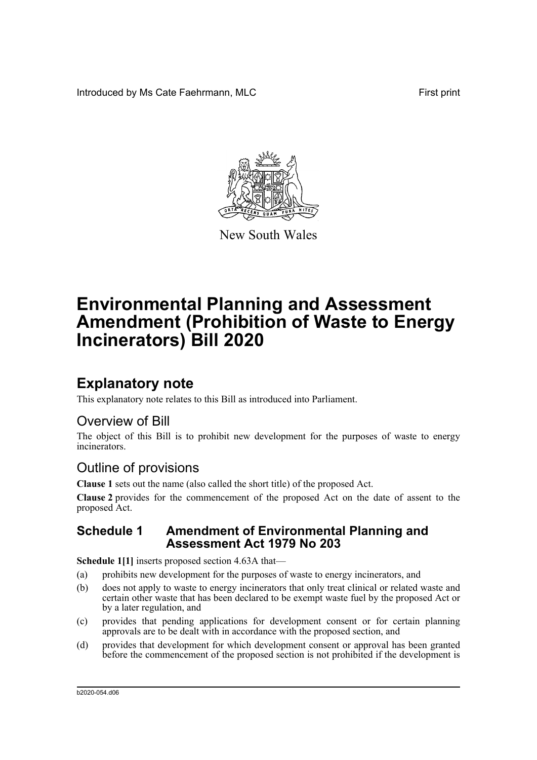Introduced by Ms Cate Faehrmann, MLC First print

New South Wales

# Environmental Planning and Assessment Amendment (Prohibition of Waste to Energy Incinerators) Bill 2020

## Explanatory note

This explanatory note relates to this Bill as introduced into Parliament.

### Overview of Bill

The object of this Bill is to prohibit new development for the purposes of waste to energy incinerators.

### Outline of provisions

**Clause 1** sets out the name (also called the short title) of the proposed Act.

**Clause 2** provides for the commencement of the proposed Act on the date of assent to the proposed Act.

### Schedule 1 Amendment of Environmental Planning and Assessment Act 1979 No 203

**Schedule 1[1]** inserts proposed section 4.63A that—

(a) prohibits new development for the purposes of waste to energy incinerators, and

(b) does not apply to waste to energy incinerators that only treat clinical or related waste and certain other waste that has been declared to be exempt waste fuel by the proposed Act or by a later regulation, and

(c) provides that pending applications for development consent or for certain planning approvals are to be dealt with in accordance with the proposed section, and

(d) provides that development for which development consent or approval has been granted before the commencement of the proposed section is not prohibited if the development is

b2020-054.d06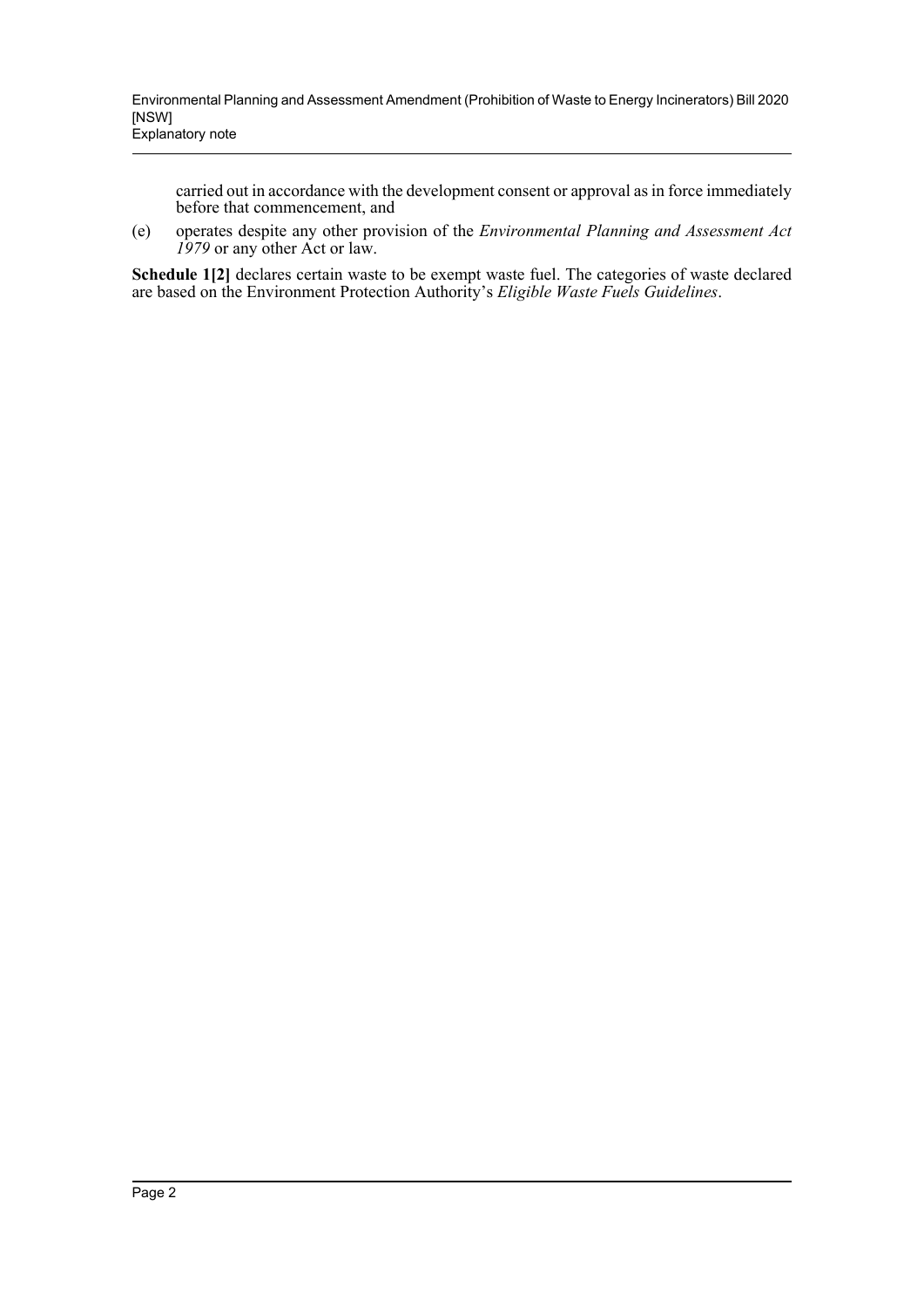carried out in accordance with the development consent or approval as in force immediately before that commencement, and

(e) operates despite any other provision of the *Environmental Planning and Assessment Act 1979* or any other Act or law.

**Schedule 1[2]** declares certain waste to be exempt waste fuel. The categories of waste declared are based on the Environment Protection Authority's *Eligible Waste Fuels Guidelines*.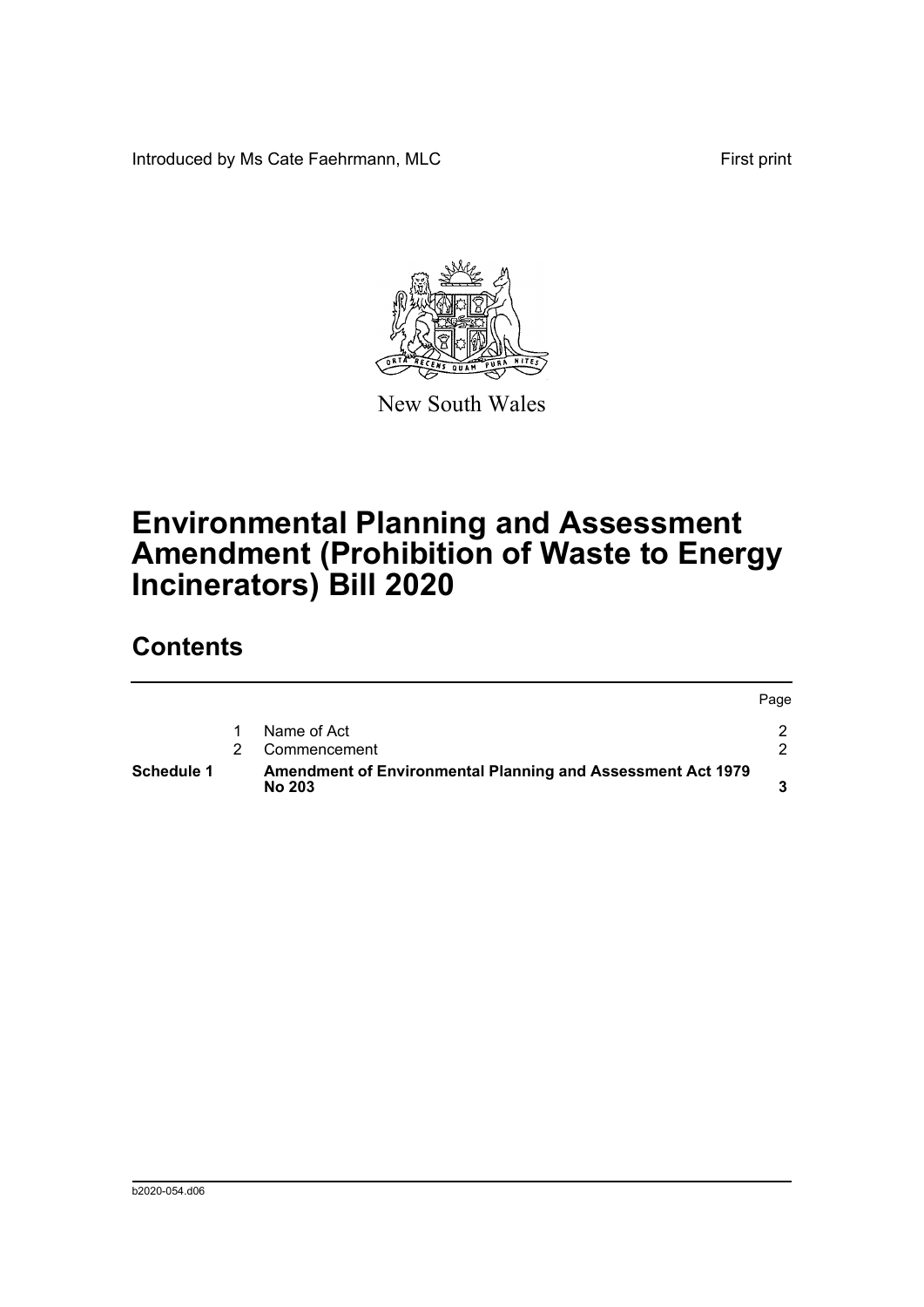Introduced by Ms Cate Faehrmann, MLC

First print

New South Wales

# Environmental Planning and Assessment Amendment (Prohibition of Waste to Energy Incinerators) Bill 2020

## Contents

| | | | Page |
|---|---|---|---|
| | 1 | Name of Act | 2 |
| | 2 | Commencement | 2 |
| **Schedule 1** | | **Amendment of Environmental Planning and Assessment Act 1979 No 203** | **3** |

b2020-054.d06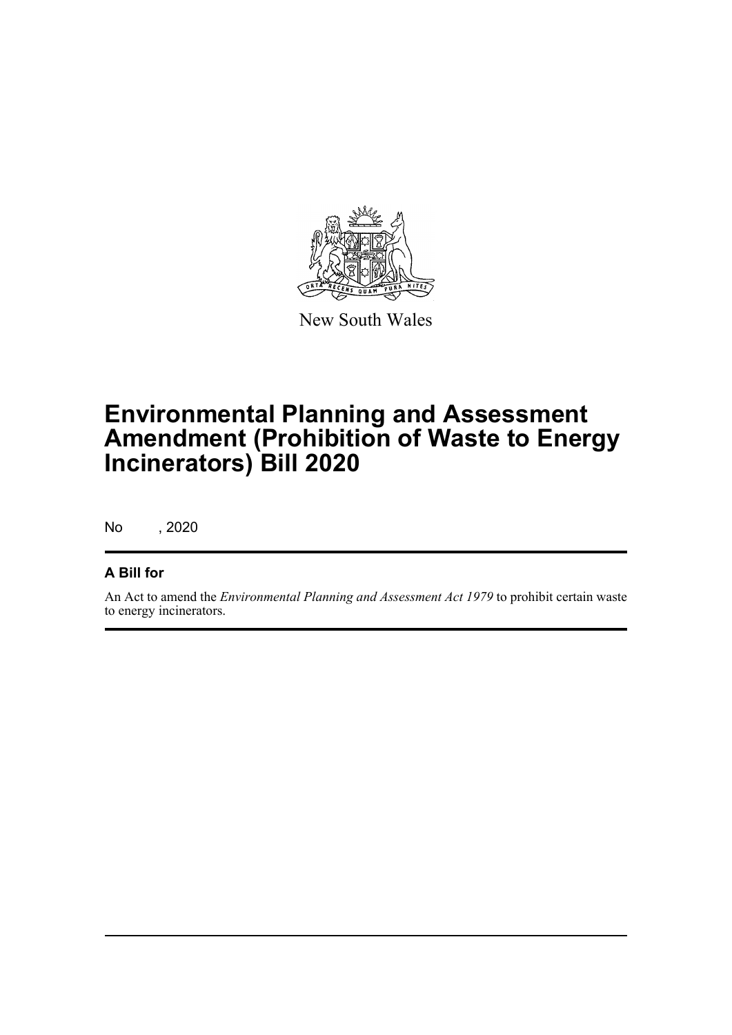New South Wales

# Environmental Planning and Assessment Amendment (Prohibition of Waste to Energy Incinerators) Bill 2020

No , 2020

## A Bill for

An Act to amend the *Environmental Planning and Assessment Act 1979* to prohibit certain waste to energy incinerators.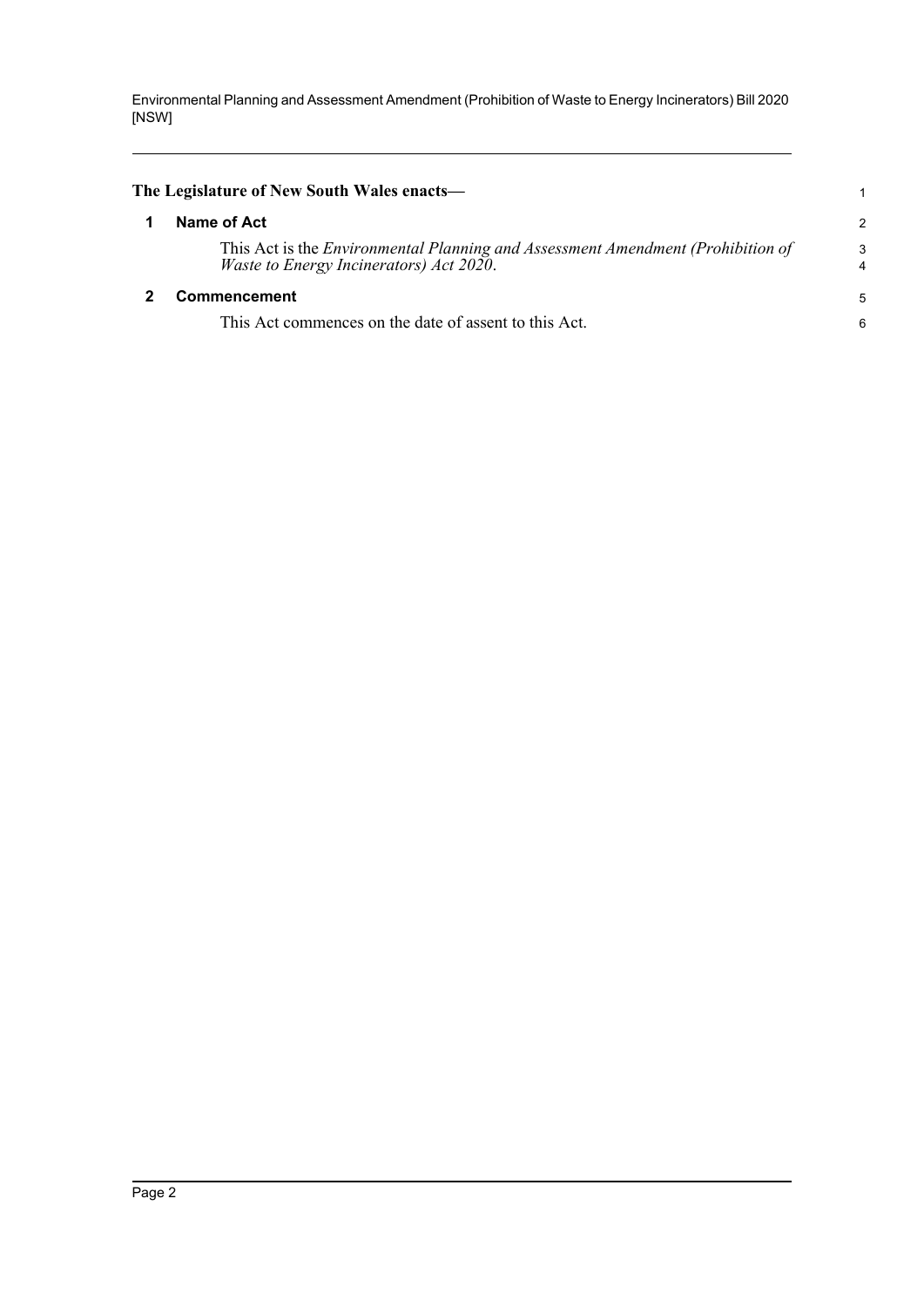**The Legislature of New South Wales enacts—**

## 1 Name of Act

This Act is the *Environmental Planning and Assessment Amendment (Prohibition of Waste to Energy Incinerators) Act 2020*.

## 2 Commencement

This Act commences on the date of assent to this Act.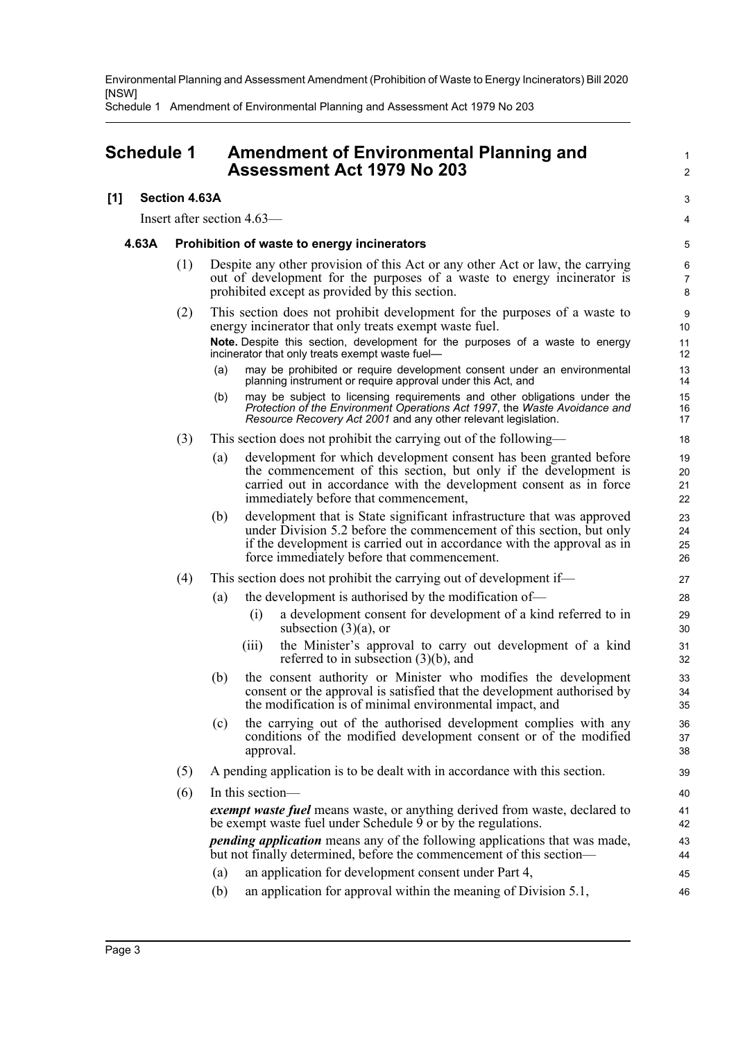## Schedule 1 Amendment of Environmental Planning and Assessment Act 1979 No 203

**[1] Section 4.63A**

Insert after section 4.63—

**4.63A Prohibition of waste to energy incinerators**

(1) Despite any other provision of this Act or any other Act or law, the carrying out of development for the purposes of a waste to energy incinerator is prohibited except as provided by this section.

(2) This section does not prohibit development for the purposes of a waste to energy incinerator that only treats exempt waste fuel.

**Note.** Despite this section, development for the purposes of a waste to energy incinerator that only treats exempt waste fuel—

(a) may be prohibited or require development consent under an environmental planning instrument or require approval under this Act, and

(b) may be subject to licensing requirements and other obligations under the *Protection of the Environment Operations Act 1997*, the *Waste Avoidance and Resource Recovery Act 2001* and any other relevant legislation.

(3) This section does not prohibit the carrying out of the following—

(a) development for which development consent has been granted before the commencement of this section, but only if the development is carried out in accordance with the development consent as in force immediately before that commencement,

(b) development that is State significant infrastructure that was approved under Division 5.2 before the commencement of this section, but only if the development is carried out in accordance with the approval as in force immediately before that commencement.

(4) This section does not prohibit the carrying out of development if—

(a) the development is authorised by the modification of—

(i) a development consent for development of a kind referred to in subsection (3)(a), or

(iii) the Minister's approval to carry out development of a kind referred to in subsection (3)(b), and

(b) the consent authority or Minister who modifies the development consent or the approval is satisfied that the development authorised by the modification is of minimal environmental impact, and

(c) the carrying out of the authorised development complies with any conditions of the modified development consent or of the modified approval.

(5) A pending application is to be dealt with in accordance with this section.

(6) In this section—

***exempt waste fuel*** means waste, or anything derived from waste, declared to be exempt waste fuel under Schedule 9 or by the regulations.

***pending application*** means any of the following applications that was made, but not finally determined, before the commencement of this section—

(a) an application for development consent under Part 4,

(b) an application for approval within the meaning of Division 5.1,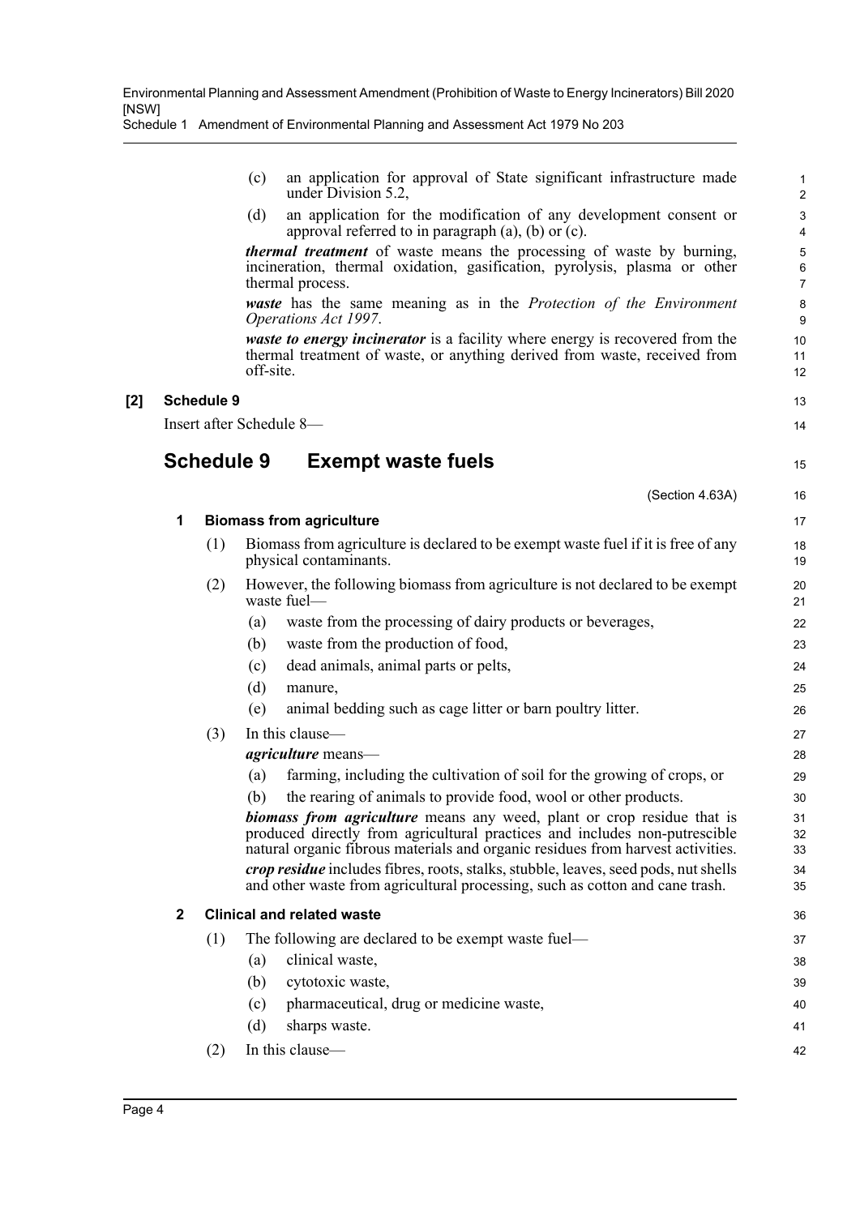(c) an application for approval of State significant infrastructure made under Division 5.2,

(d) an application for the modification of any development consent or approval referred to in paragraph (a), (b) or (c).

***thermal treatment*** of waste means the processing of waste by burning, incineration, thermal oxidation, gasification, pyrolysis, plasma or other thermal process.

***waste*** has the same meaning as in the *Protection of the Environment Operations Act 1997*.

***waste to energy incinerator*** is a facility where energy is recovered from the thermal treatment of waste, or anything derived from waste, received from off-site.

**[2] Schedule 9**

Insert after Schedule 8—

## Schedule 9 Exempt waste fuels

(Section 4.63A)

### 1 Biomass from agriculture

(1) Biomass from agriculture is declared to be exempt waste fuel if it is free of any physical contaminants.

(2) However, the following biomass from agriculture is not declared to be exempt waste fuel—

(a) waste from the processing of dairy products or beverages,

(b) waste from the production of food,

(c) dead animals, animal parts or pelts,

(d) manure,

(e) animal bedding such as cage litter or barn poultry litter.

(3) In this clause—

***agriculture*** means—

(a) farming, including the cultivation of soil for the growing of crops, or

(b) the rearing of animals to provide food, wool or other products.

***biomass from agriculture*** means any weed, plant or crop residue that is produced directly from agricultural practices and includes non-putrescible natural organic fibrous materials and organic residues from harvest activities.

***crop residue*** includes fibres, roots, stalks, stubble, leaves, seed pods, nut shells and other waste from agricultural processing, such as cotton and cane trash.

### 2 Clinical and related waste

(1) The following are declared to be exempt waste fuel—

(a) clinical waste,

(b) cytotoxic waste,

(c) pharmaceutical, drug or medicine waste,

(d) sharps waste.

(2) In this clause—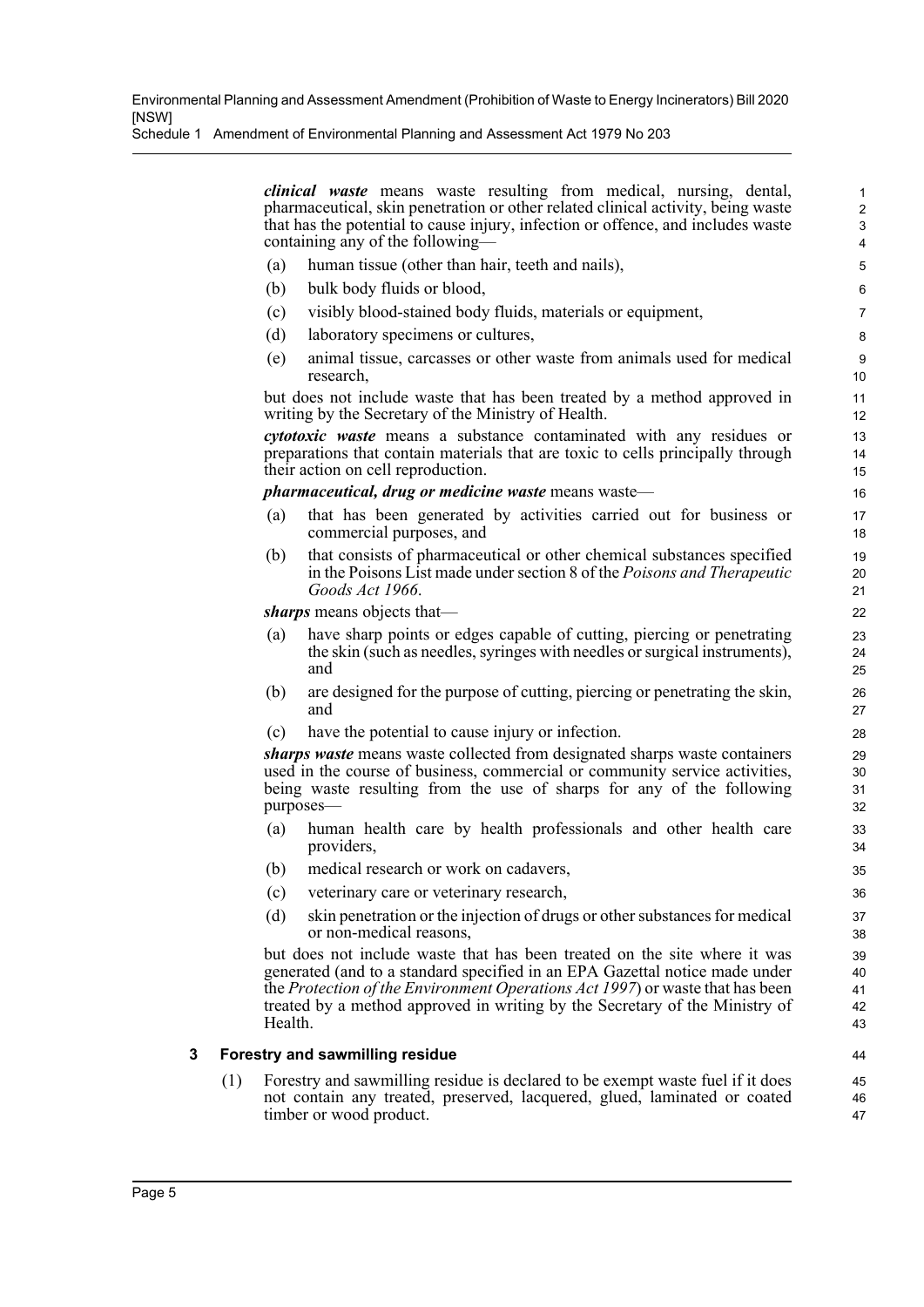***clinical waste*** means waste resulting from medical, nursing, dental, pharmaceutical, skin penetration or other related clinical activity, being waste that has the potential to cause injury, infection or offence, and includes waste containing any of the following—

(a) human tissue (other than hair, teeth and nails),

(b) bulk body fluids or blood,

(c) visibly blood-stained body fluids, materials or equipment,

(d) laboratory specimens or cultures,

(e) animal tissue, carcasses or other waste from animals used for medical research,

but does not include waste that has been treated by a method approved in writing by the Secretary of the Ministry of Health.

***cytotoxic waste*** means a substance contaminated with any residues or preparations that contain materials that are toxic to cells principally through their action on cell reproduction.

***pharmaceutical, drug or medicine waste*** means waste—

(a) that has been generated by activities carried out for business or commercial purposes, and

(b) that consists of pharmaceutical or other chemical substances specified in the Poisons List made under section 8 of the *Poisons and Therapeutic Goods Act 1966*.

***sharps*** means objects that—

(a) have sharp points or edges capable of cutting, piercing or penetrating the skin (such as needles, syringes with needles or surgical instruments), and

(b) are designed for the purpose of cutting, piercing or penetrating the skin, and

(c) have the potential to cause injury or infection.

***sharps waste*** means waste collected from designated sharps waste containers used in the course of business, commercial or community service activities, being waste resulting from the use of sharps for any of the following purposes—

(a) human health care by health professionals and other health care providers,

(b) medical research or work on cadavers,

(c) veterinary care or veterinary research,

(d) skin penetration or the injection of drugs or other substances for medical or non-medical reasons,

but does not include waste that has been treated on the site where it was generated (and to a standard specified in an EPA Gazettal notice made under the *Protection of the Environment Operations Act 1997*) or waste that has been treated by a method approved in writing by the Secretary of the Ministry of Health.

### 3 Forestry and sawmilling residue

(1) Forestry and sawmilling residue is declared to be exempt waste fuel if it does not contain any treated, preserved, lacquered, glued, laminated or coated timber or wood product.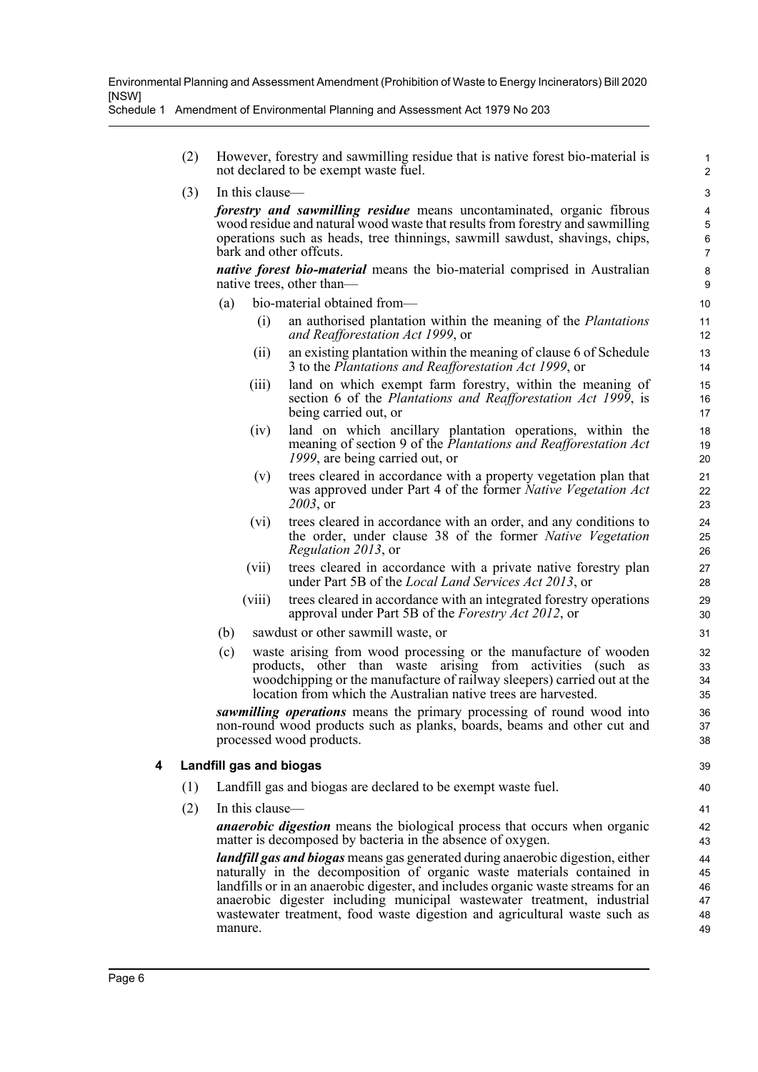(2) However, forestry and sawmilling residue that is native forest bio-material is not declared to be exempt waste fuel.

(3) In this clause—

***forestry and sawmilling residue*** means uncontaminated, organic fibrous wood residue and natural wood waste that results from forestry and sawmilling operations such as heads, tree thinnings, sawmill sawdust, shavings, chips, bark and other offcuts.

***native forest bio-material*** means the bio-material comprised in Australian native trees, other than—

(a) bio-material obtained from—

(i) an authorised plantation within the meaning of the *Plantations and Reafforestation Act 1999*, or

(ii) an existing plantation within the meaning of clause 6 of Schedule 3 to the *Plantations and Reafforestation Act 1999*, or

(iii) land on which exempt farm forestry, within the meaning of section 6 of the *Plantations and Reafforestation Act 1999*, is being carried out, or

(iv) land on which ancillary plantation operations, within the meaning of section 9 of the *Plantations and Reafforestation Act 1999*, are being carried out, or

(v) trees cleared in accordance with a property vegetation plan that was approved under Part 4 of the former *Native Vegetation Act 2003*, or

(vi) trees cleared in accordance with an order, and any conditions to the order, under clause 38 of the former *Native Vegetation Regulation 2013*, or

(vii) trees cleared in accordance with a private native forestry plan under Part 5B of the *Local Land Services Act 2013*, or

(viii) trees cleared in accordance with an integrated forestry operations approval under Part 5B of the *Forestry Act 2012*, or

(b) sawdust or other sawmill waste, or

(c) waste arising from wood processing or the manufacture of wooden products, other than waste arising from activities (such as woodchipping or the manufacture of railway sleepers) carried out at the location from which the Australian native trees are harvested.

***sawmilling operations*** means the primary processing of round wood into non-round wood products such as planks, boards, beams and other cut and processed wood products.

### 4 Landfill gas and biogas

(1) Landfill gas and biogas are declared to be exempt waste fuel.

(2) In this clause—

***anaerobic digestion*** means the biological process that occurs when organic matter is decomposed by bacteria in the absence of oxygen.

***landfill gas and biogas*** means gas generated during anaerobic digestion, either naturally in the decomposition of organic waste materials contained in landfills or in an anaerobic digester, and includes organic waste streams for an anaerobic digester including municipal wastewater treatment, industrial wastewater treatment, food waste digestion and agricultural waste such as manure.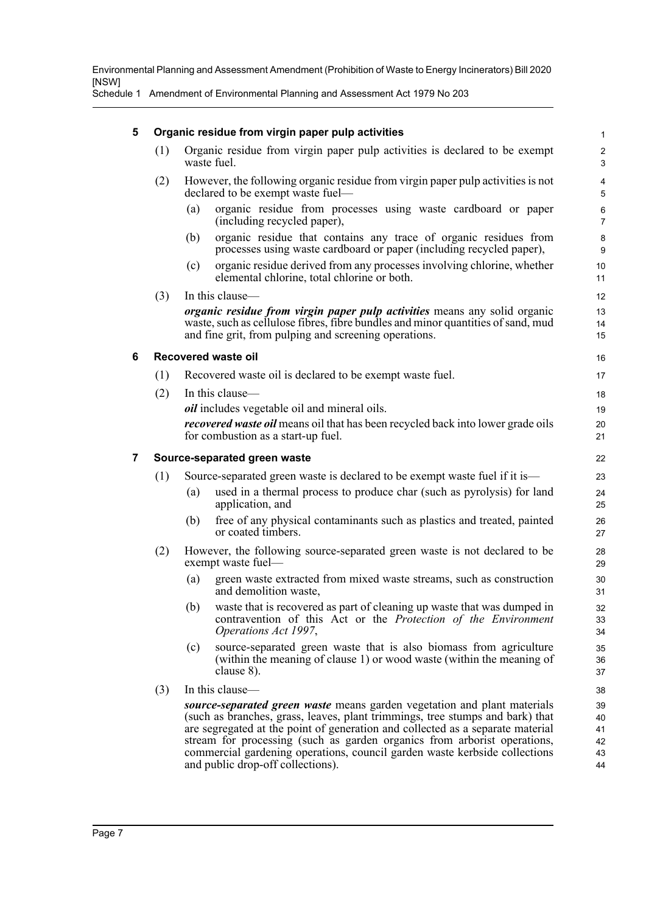### 5 Organic residue from virgin paper pulp activities

(1) Organic residue from virgin paper pulp activities is declared to be exempt waste fuel.

(2) However, the following organic residue from virgin paper pulp activities is not declared to be exempt waste fuel—

(a) organic residue from processes using waste cardboard or paper (including recycled paper),

(b) organic residue that contains any trace of organic residues from processes using waste cardboard or paper (including recycled paper),

(c) organic residue derived from any processes involving chlorine, whether elemental chlorine, total chlorine or both.

(3) In this clause—

***organic residue from virgin paper pulp activities*** means any solid organic waste, such as cellulose fibres, fibre bundles and minor quantities of sand, mud and fine grit, from pulping and screening operations.

### 6 Recovered waste oil

(1) Recovered waste oil is declared to be exempt waste fuel.

(2) In this clause—

***oil*** includes vegetable oil and mineral oils.

***recovered waste oil*** means oil that has been recycled back into lower grade oils for combustion as a start-up fuel.

### 7 Source-separated green waste

(1) Source-separated green waste is declared to be exempt waste fuel if it is—

(a) used in a thermal process to produce char (such as pyrolysis) for land application, and

(b) free of any physical contaminants such as plastics and treated, painted or coated timbers.

(2) However, the following source-separated green waste is not declared to be exempt waste fuel—

(a) green waste extracted from mixed waste streams, such as construction and demolition waste,

(b) waste that is recovered as part of cleaning up waste that was dumped in contravention of this Act or the *Protection of the Environment Operations Act 1997*,

(c) source-separated green waste that is also biomass from agriculture (within the meaning of clause 1) or wood waste (within the meaning of clause 8).

(3) In this clause—

***source-separated green waste*** means garden vegetation and plant materials (such as branches, grass, leaves, plant trimmings, tree stumps and bark) that are segregated at the point of generation and collected as a separate material stream for processing (such as garden organics from arborist operations, commercial gardening operations, council garden waste kerbside collections and public drop-off collections).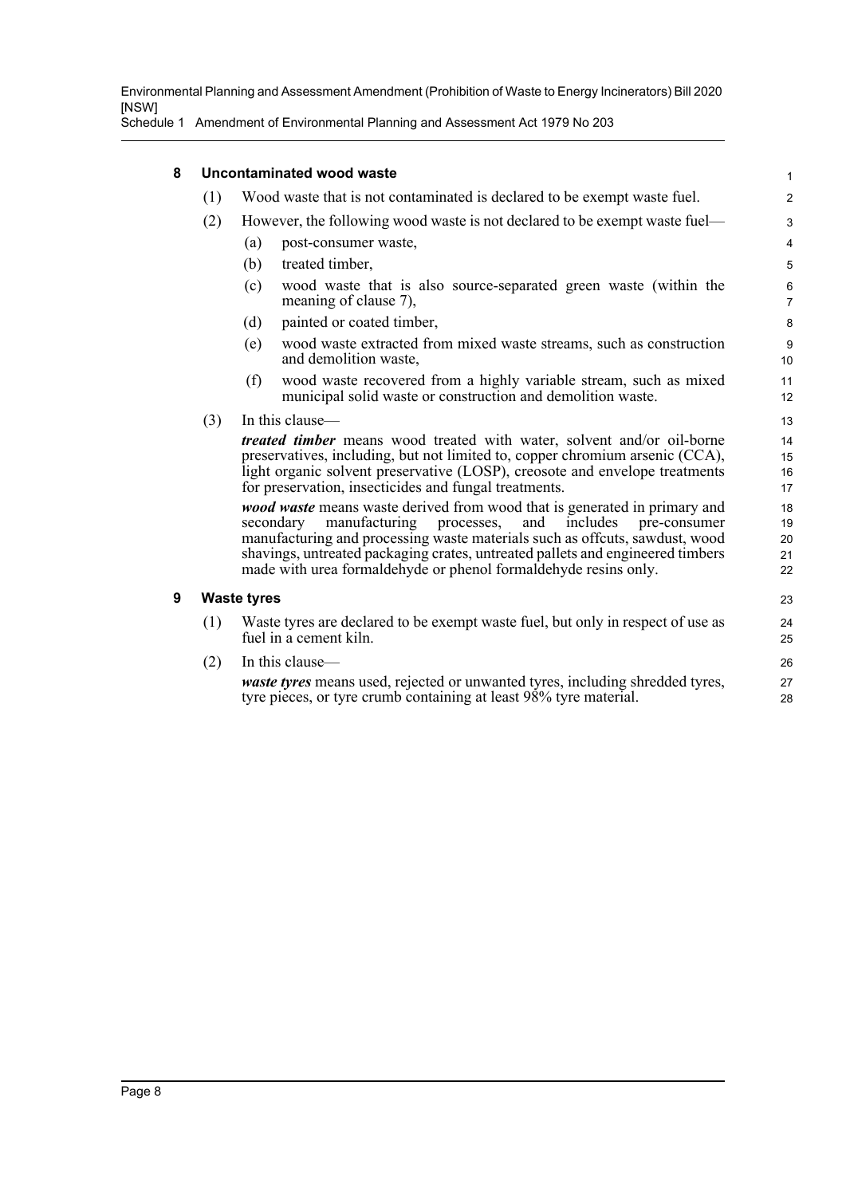### 8 Uncontaminated wood waste

(1) Wood waste that is not contaminated is declared to be exempt waste fuel.

(2) However, the following wood waste is not declared to be exempt waste fuel—

- (a) post-consumer waste,
- (b) treated timber,
- (c) wood waste that is also source-separated green waste (within the meaning of clause 7),
- (d) painted or coated timber,
- (e) wood waste extracted from mixed waste streams, such as construction and demolition waste,
- (f) wood waste recovered from a highly variable stream, such as mixed municipal solid waste or construction and demolition waste.

(3) In this clause—

***treated timber*** means wood treated with water, solvent and/or oil-borne preservatives, including, but not limited to, copper chromium arsenic (CCA), light organic solvent preservative (LOSP), creosote and envelope treatments for preservation, insecticides and fungal treatments.

***wood waste*** means waste derived from wood that is generated in primary and secondary manufacturing processes, and includes pre-consumer manufacturing and processing waste materials such as offcuts, sawdust, wood shavings, untreated packaging crates, untreated pallets and engineered timbers made with urea formaldehyde or phenol formaldehyde resins only.

### 9 Waste tyres

(1) Waste tyres are declared to be exempt waste fuel, but only in respect of use as fuel in a cement kiln.

(2) In this clause—

***waste tyres*** means used, rejected or unwanted tyres, including shredded tyres, tyre pieces, or tyre crumb containing at least 98% tyre material.